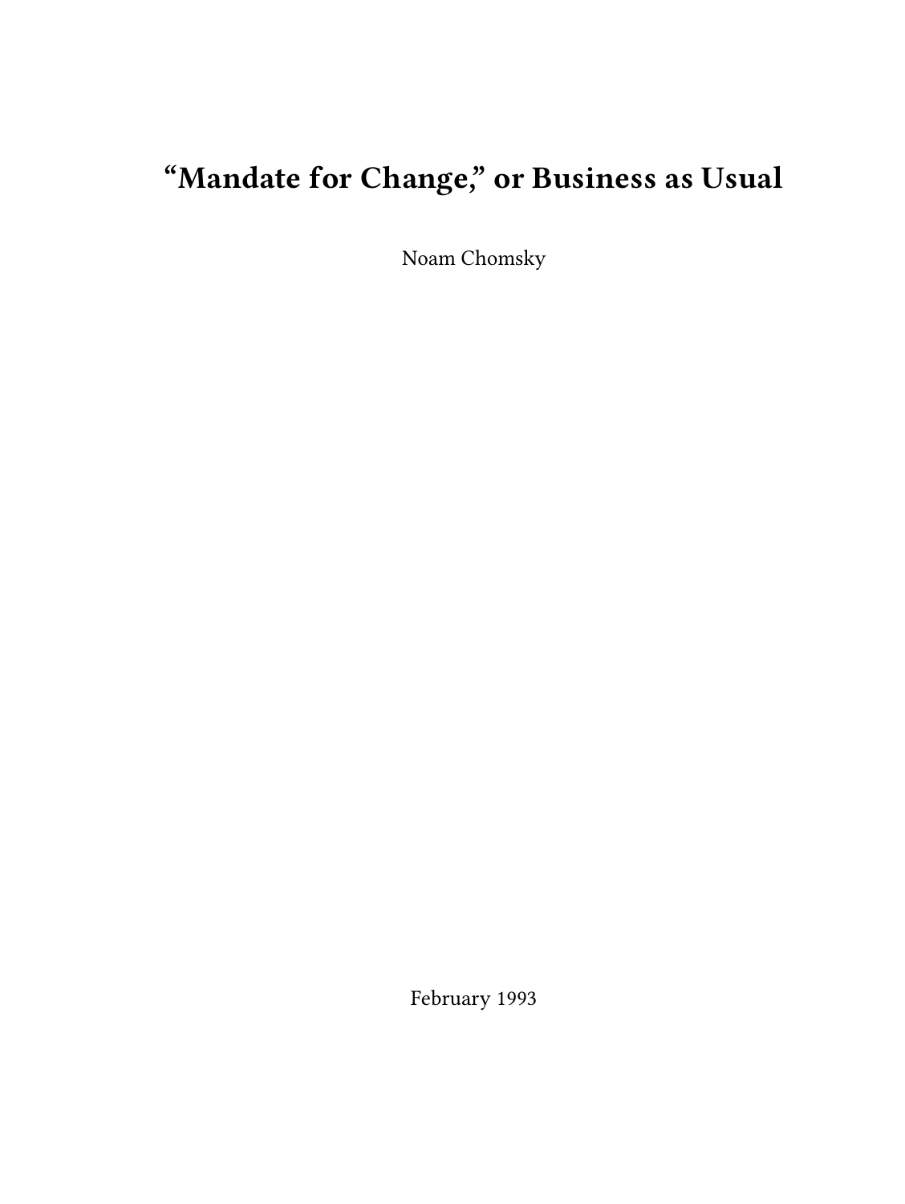# "Mandate for Change," or Business as Usual

Noam Chomsky

February 1993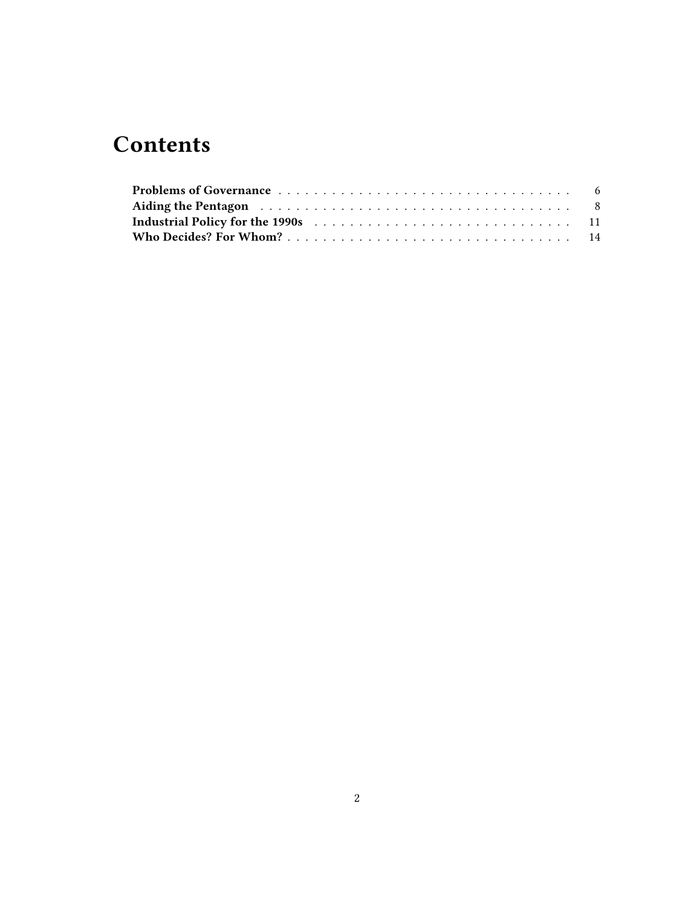# Contents

- **Problems of Governance** . . . . . . . . . . . . . . . . . . . . . . . . . . . . . . . . . . . 6
- **Aiding the Pentagon** . . . . . . . . . . . . . . . . . . . . . . . . . . . . . . . . . . . . . 8
- **Industrial Policy for the 1990s** . . . . . . . . . . . . . . . . . . . . . . . . . . . . . . 11
- **Who Decides? For Whom?** . . . . . . . . . . . . . . . . . . . . . . . . . . . . . . . . . . 14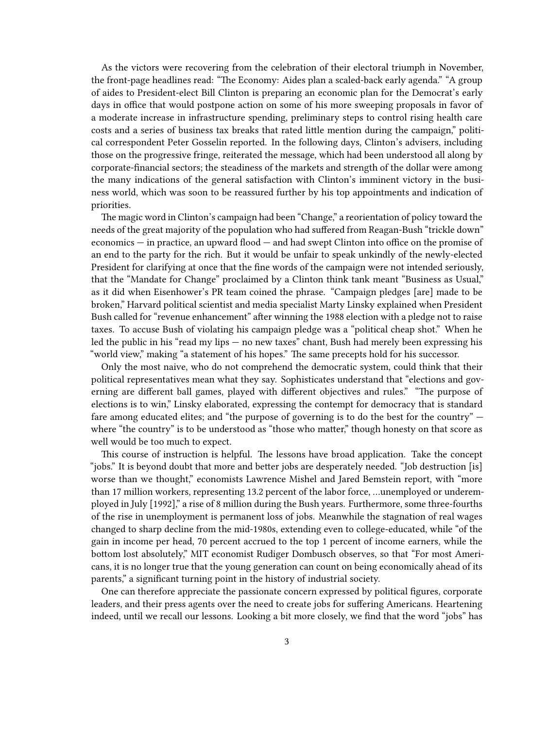As the victors were recovering from the celebration of their electoral triumph in November, the front-page headlines read: "The Economy: Aides plan a scaled-back early agenda." "A group of aides to President-elect Bill Clinton is preparing an economic plan for the Democrat's early days in office that would postpone action on some of his more sweeping proposals in favor of a moderate increase in infrastructure spending, preliminary steps to control rising health care costs and a series of business tax breaks that rated little mention during the campaign," political correspondent Peter Gosselin reported. In the following days, Clinton's advisers, including those on the progressive fringe, reiterated the message, which had been understood all along by corporate-financial sectors; the steadiness of the markets and strength of the dollar were among the many indications of the general satisfaction with Clinton's imminent victory in the business world, which was soon to be reassured further by his top appointments and indication of priorities.

The magic word in Clinton's campaign had been "Change," a reorientation of policy toward the needs of the great majority of the population who had suffered from Reagan-Bush "trickle down" economics — in practice, an upward flood — and had swept Clinton into office on the promise of an end to the party for the rich. But it would be unfair to speak unkindly of the newly-elected President for clarifying at once that the fine words of the campaign were not intended seriously, that the "Mandate for Change" proclaimed by a Clinton think tank meant "Business as Usual," as it did when Eisenhower's PR team coined the phrase. "Campaign pledges [are] made to be broken," Harvard political scientist and media specialist Marty Linsky explained when President Bush called for "revenue enhancement" after winning the 1988 election with a pledge not to raise taxes. To accuse Bush of violating his campaign pledge was a "political cheap shot." When he led the public in his "read my lips — no new taxes" chant, Bush had merely been expressing his "world view," making "a statement of his hopes." The same precepts hold for his successor.

Only the most naive, who do not comprehend the democratic system, could think that their political representatives mean what they say. Sophisticates understand that "elections and governing are different ball games, played with different objectives and rules." "The purpose of elections is to win," Linsky elaborated, expressing the contempt for democracy that is standard fare among educated elites; and "the purpose of governing is to do the best for the country" — where "the country" is to be understood as "those who matter," though honesty on that score as well would be too much to expect.

This course of instruction is helpful. The lessons have broad application. Take the concept "jobs." It is beyond doubt that more and better jobs are desperately needed. "Job destruction [is] worse than we thought," economists Lawrence Mishel and Jared Bemstein report, with "more than 17 million workers, representing 13.2 percent of the labor force, …unemployed or underemployed in July [1992]," a rise of 8 million during the Bush years. Furthermore, some three-fourths of the rise in unemployment is permanent loss of jobs. Meanwhile the stagnation of real wages changed to sharp decline from the mid-1980s, extending even to college-educated, while "of the gain in income per head, 70 percent accrued to the top 1 percent of income earners, while the bottom lost absolutely," MIT economist Rudiger Dombusch observes, so that "For most Americans, it is no longer true that the young generation can count on being economically ahead of its parents," a significant turning point in the history of industrial society.

One can therefore appreciate the passionate concern expressed by political figures, corporate leaders, and their press agents over the need to create jobs for suffering Americans. Heartening indeed, until we recall our lessons. Looking a bit more closely, we find that the word "jobs" has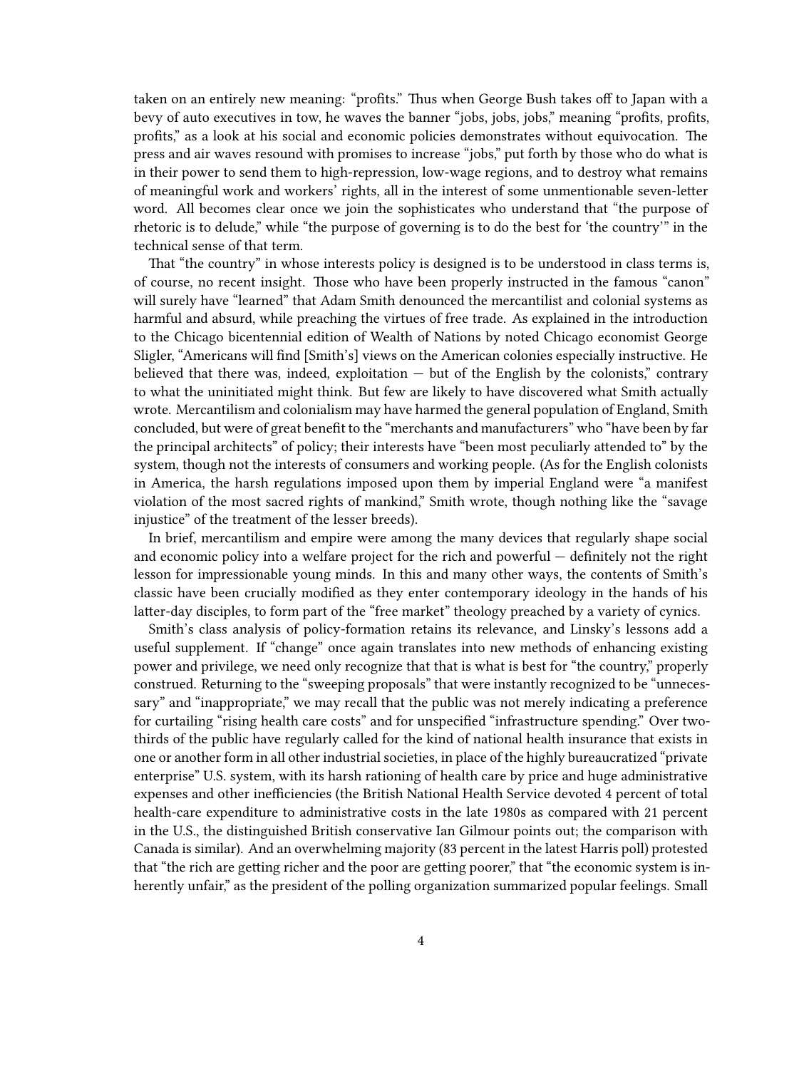taken on an entirely new meaning: "profits." Thus when George Bush takes off to Japan with a bevy of auto executives in tow, he waves the banner "jobs, jobs, jobs," meaning "profits, profits, profits," as a look at his social and economic policies demonstrates without equivocation. The press and air waves resound with promises to increase "jobs," put forth by those who do what is in their power to send them to high-repression, low-wage regions, and to destroy what remains of meaningful work and workers' rights, all in the interest of some unmentionable seven-letter word. All becomes clear once we join the sophisticates who understand that "the purpose of rhetoric is to delude," while "the purpose of governing is to do the best for 'the country'" in the technical sense of that term.

That "the country" in whose interests policy is designed is to be understood in class terms is, of course, no recent insight. Those who have been properly instructed in the famous "canon" will surely have "learned" that Adam Smith denounced the mercantilist and colonial systems as harmful and absurd, while preaching the virtues of free trade. As explained in the introduction to the Chicago bicentennial edition of Wealth of Nations by noted Chicago economist George Sligler, "Americans will find [Smith's] views on the American colonies especially instructive. He believed that there was, indeed, exploitation — but of the English by the colonists," contrary to what the uninitiated might think. But few are likely to have discovered what Smith actually wrote. Mercantilism and colonialism may have harmed the general population of England, Smith concluded, but were of great benefit to the "merchants and manufacturers" who "have been by far the principal architects" of policy; their interests have "been most peculiarly attended to" by the system, though not the interests of consumers and working people. (As for the English colonists in America, the harsh regulations imposed upon them by imperial England were "a manifest violation of the most sacred rights of mankind," Smith wrote, though nothing like the "savage injustice" of the treatment of the lesser breeds).

In brief, mercantilism and empire were among the many devices that regularly shape social and economic policy into a welfare project for the rich and powerful — definitely not the right lesson for impressionable young minds. In this and many other ways, the contents of Smith's classic have been crucially modified as they enter contemporary ideology in the hands of his latter-day disciples, to form part of the "free market" theology preached by a variety of cynics.

Smith's class analysis of policy-formation retains its relevance, and Linsky's lessons add a useful supplement. If "change" once again translates into new methods of enhancing existing power and privilege, we need only recognize that that is what is best for "the country," properly construed. Returning to the "sweeping proposals" that were instantly recognized to be "unnecessary" and "inappropriate," we may recall that the public was not merely indicating a preference for curtailing "rising health care costs" and for unspecified "infrastructure spending." Over two-thirds of the public have regularly called for the kind of national health insurance that exists in one or another form in all other industrial societies, in place of the highly bureaucratized "private enterprise" U.S. system, with its harsh rationing of health care by price and huge administrative expenses and other inefficiencies (the British National Health Service devoted 4 percent of total health-care expenditure to administrative costs in the late 1980s as compared with 21 percent in the U.S., the distinguished British conservative Ian Gilmour points out; the comparison with Canada is similar). And an overwhelming majority (83 percent in the latest Harris poll) protested that "the rich are getting richer and the poor are getting poorer," that "the economic system is inherently unfair," as the president of the polling organization summarized popular feelings. Small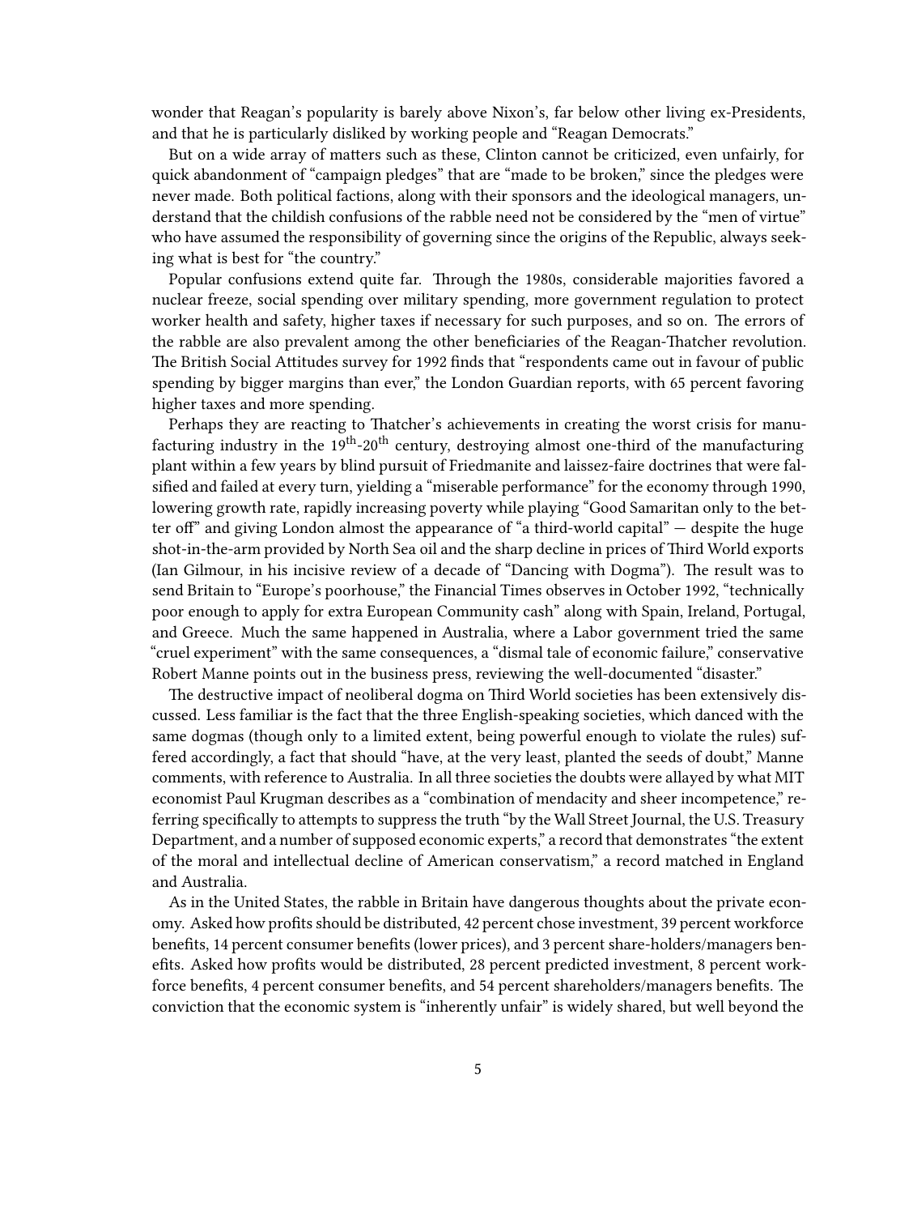wonder that Reagan's popularity is barely above Nixon's, far below other living ex-Presidents, and that he is particularly disliked by working people and "Reagan Democrats."

But on a wide array of matters such as these, Clinton cannot be criticized, even unfairly, for quick abandonment of "campaign pledges" that are "made to be broken," since the pledges were never made. Both political factions, along with their sponsors and the ideological managers, understand that the childish confusions of the rabble need not be considered by the "men of virtue" who have assumed the responsibility of governing since the origins of the Republic, always seeking what is best for "the country."

Popular confusions extend quite far. Through the 1980s, considerable majorities favored a nuclear freeze, social spending over military spending, more government regulation to protect worker health and safety, higher taxes if necessary for such purposes, and so on. The errors of the rabble are also prevalent among the other beneficiaries of the Reagan-Thatcher revolution. The British Social Attitudes survey for 1992 finds that "respondents came out in favour of public spending by bigger margins than ever," the London Guardian reports, with 65 percent favoring higher taxes and more spending.

Perhaps they are reacting to Thatcher's achievements in creating the worst crisis for manufacturing industry in the 19th-20th century, destroying almost one-third of the manufacturing plant within a few years by blind pursuit of Friedmanite and laissez-faire doctrines that were falsified and failed at every turn, yielding a "miserable performance" for the economy through 1990, lowering growth rate, rapidly increasing poverty while playing "Good Samaritan only to the better off" and giving London almost the appearance of "a third-world capital" — despite the huge shot-in-the-arm provided by North Sea oil and the sharp decline in prices of Third World exports (Ian Gilmour, in his incisive review of a decade of "Dancing with Dogma"). The result was to send Britain to "Europe's poorhouse," the Financial Times observes in October 1992, "technically poor enough to apply for extra European Community cash" along with Spain, Ireland, Portugal, and Greece. Much the same happened in Australia, where a Labor government tried the same "cruel experiment" with the same consequences, a "dismal tale of economic failure," conservative Robert Manne points out in the business press, reviewing the well-documented "disaster."

The destructive impact of neoliberal dogma on Third World societies has been extensively discussed. Less familiar is the fact that the three English-speaking societies, which danced with the same dogmas (though only to a limited extent, being powerful enough to violate the rules) suffered accordingly, a fact that should "have, at the very least, planted the seeds of doubt," Manne comments, with reference to Australia. In all three societies the doubts were allayed by what MIT economist Paul Krugman describes as a "combination of mendacity and sheer incompetence," referring specifically to attempts to suppress the truth "by the Wall Street Journal, the U.S. Treasury Department, and a number of supposed economic experts," a record that demonstrates "the extent of the moral and intellectual decline of American conservatism," a record matched in England and Australia.

As in the United States, the rabble in Britain have dangerous thoughts about the private economy. Asked how profits should be distributed, 42 percent chose investment, 39 percent workforce benefits, 14 percent consumer benefits (lower prices), and 3 percent share-holders/managers benefits. Asked how profits would be distributed, 28 percent predicted investment, 8 percent workforce benefits, 4 percent consumer benefits, and 54 percent shareholders/managers benefits. The conviction that the economic system is "inherently unfair" is widely shared, but well beyond the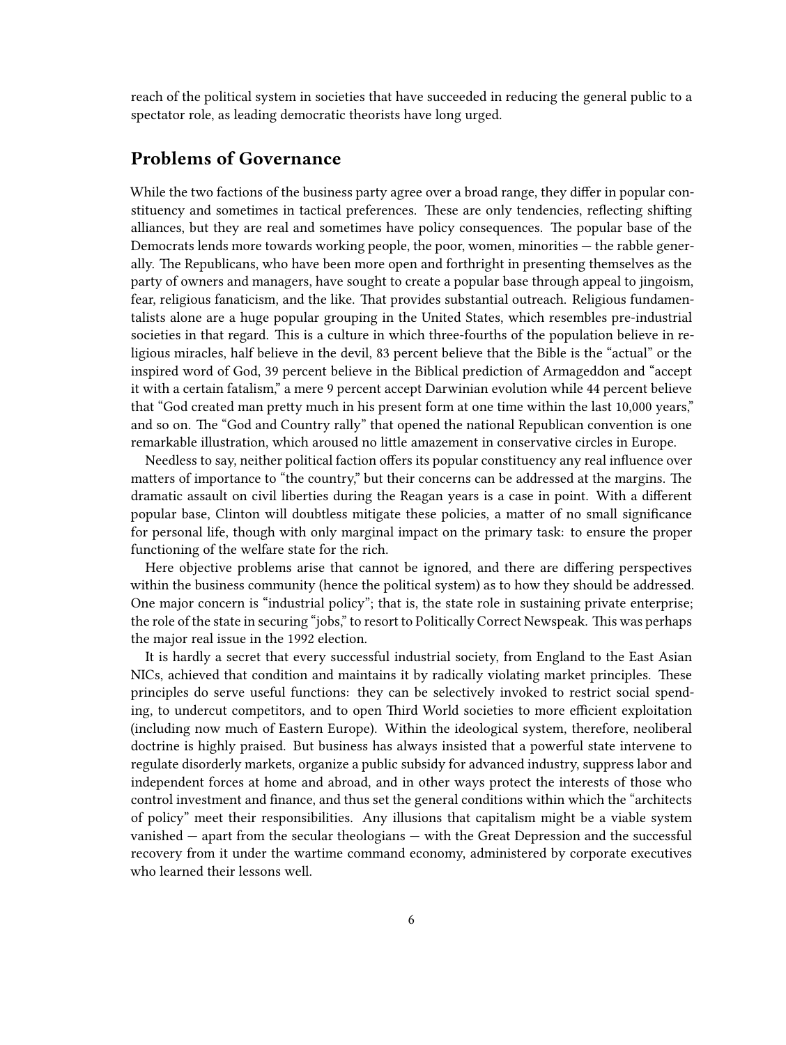reach of the political system in societies that have succeeded in reducing the general public to a spectator role, as leading democratic theorists have long urged.

## Problems of Governance

While the two factions of the business party agree over a broad range, they differ in popular constituency and sometimes in tactical preferences. These are only tendencies, reflecting shifting alliances, but they are real and sometimes have policy consequences. The popular base of the Democrats lends more towards working people, the poor, women, minorities — the rabble generally. The Republicans, who have been more open and forthright in presenting themselves as the party of owners and managers, have sought to create a popular base through appeal to jingoism, fear, religious fanaticism, and the like. That provides substantial outreach. Religious fundamentalists alone are a huge popular grouping in the United States, which resembles pre-industrial societies in that regard. This is a culture in which three-fourths of the population believe in religious miracles, half believe in the devil, 83 percent believe that the Bible is the "actual" or the inspired word of God, 39 percent believe in the Biblical prediction of Armageddon and "accept it with a certain fatalism," a mere 9 percent accept Darwinian evolution while 44 percent believe that "God created man pretty much in his present form at one time within the last 10,000 years," and so on. The "God and Country rally" that opened the national Republican convention is one remarkable illustration, which aroused no little amazement in conservative circles in Europe.

Needless to say, neither political faction offers its popular constituency any real influence over matters of importance to "the country," but their concerns can be addressed at the margins. The dramatic assault on civil liberties during the Reagan years is a case in point. With a different popular base, Clinton will doubtless mitigate these policies, a matter of no small significance for personal life, though with only marginal impact on the primary task: to ensure the proper functioning of the welfare state for the rich.

Here objective problems arise that cannot be ignored, and there are differing perspectives within the business community (hence the political system) as to how they should be addressed. One major concern is "industrial policy"; that is, the state role in sustaining private enterprise; the role of the state in securing "jobs," to resort to Politically Correct Newspeak. This was perhaps the major real issue in the 1992 election.

It is hardly a secret that every successful industrial society, from England to the East Asian NICs, achieved that condition and maintains it by radically violating market principles. These principles do serve useful functions: they can be selectively invoked to restrict social spending, to undercut competitors, and to open Third World societies to more efficient exploitation (including now much of Eastern Europe). Within the ideological system, therefore, neoliberal doctrine is highly praised. But business has always insisted that a powerful state intervene to regulate disorderly markets, organize a public subsidy for advanced industry, suppress labor and independent forces at home and abroad, and in other ways protect the interests of those who control investment and finance, and thus set the general conditions within which the "architects of policy" meet their responsibilities. Any illusions that capitalism might be a viable system vanished — apart from the secular theologians — with the Great Depression and the successful recovery from it under the wartime command economy, administered by corporate executives who learned their lessons well.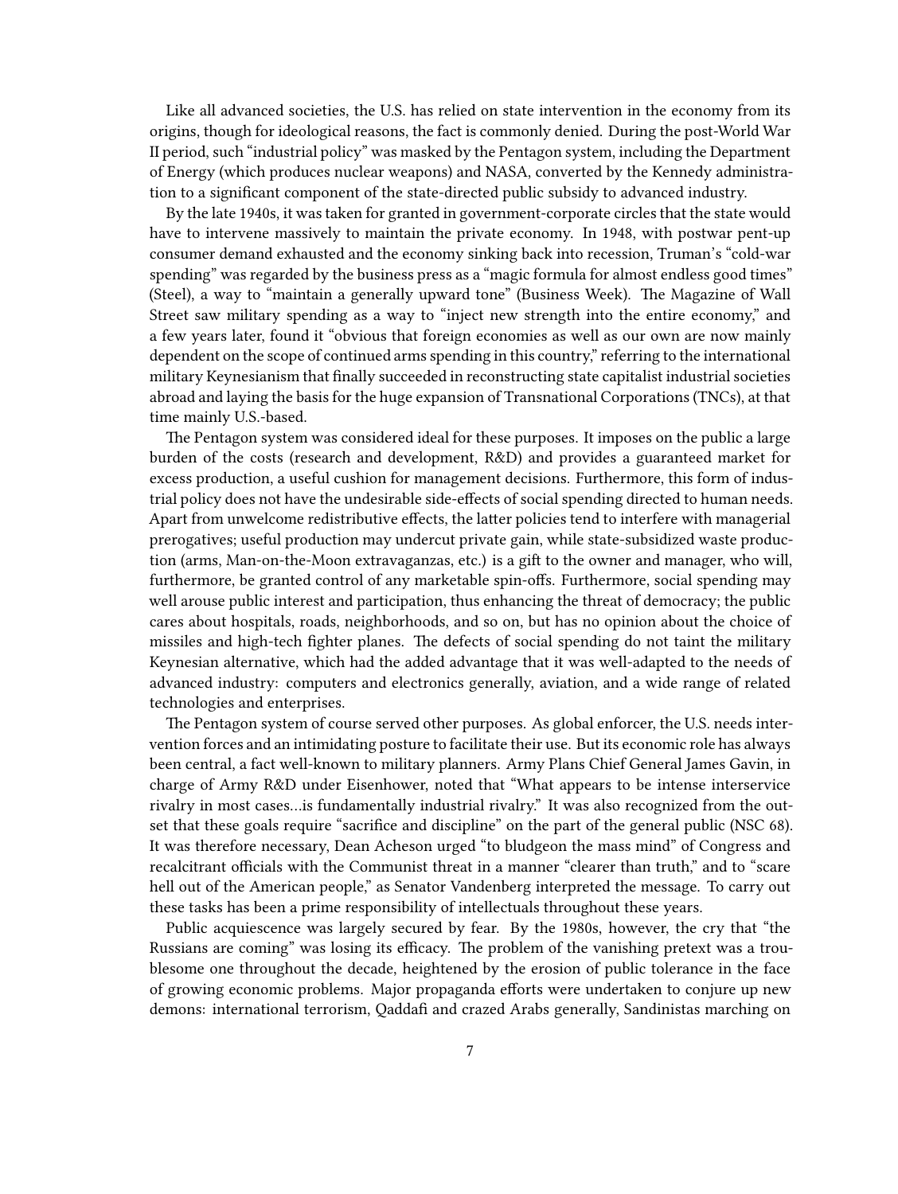Like all advanced societies, the U.S. has relied on state intervention in the economy from its origins, though for ideological reasons, the fact is commonly denied. During the post-World War II period, such "industrial policy" was masked by the Pentagon system, including the Department of Energy (which produces nuclear weapons) and NASA, converted by the Kennedy administration to a significant component of the state-directed public subsidy to advanced industry.

By the late 1940s, it was taken for granted in government-corporate circles that the state would have to intervene massively to maintain the private economy. In 1948, with postwar pent-up consumer demand exhausted and the economy sinking back into recession, Truman's "cold-war spending" was regarded by the business press as a "magic formula for almost endless good times" (Steel), a way to "maintain a generally upward tone" (Business Week). The Magazine of Wall Street saw military spending as a way to "inject new strength into the entire economy," and a few years later, found it "obvious that foreign economies as well as our own are now mainly dependent on the scope of continued arms spending in this country," referring to the international military Keynesianism that finally succeeded in reconstructing state capitalist industrial societies abroad and laying the basis for the huge expansion of Transnational Corporations (TNCs), at that time mainly U.S.-based.

The Pentagon system was considered ideal for these purposes. It imposes on the public a large burden of the costs (research and development, R&D) and provides a guaranteed market for excess production, a useful cushion for management decisions. Furthermore, this form of industrial policy does not have the undesirable side-effects of social spending directed to human needs. Apart from unwelcome redistributive effects, the latter policies tend to interfere with managerial prerogatives; useful production may undercut private gain, while state-subsidized waste production (arms, Man-on-the-Moon extravaganzas, etc.) is a gift to the owner and manager, who will, furthermore, be granted control of any marketable spin-offs. Furthermore, social spending may well arouse public interest and participation, thus enhancing the threat of democracy; the public cares about hospitals, roads, neighborhoods, and so on, but has no opinion about the choice of missiles and high-tech fighter planes. The defects of social spending do not taint the military Keynesian alternative, which had the added advantage that it was well-adapted to the needs of advanced industry: computers and electronics generally, aviation, and a wide range of related technologies and enterprises.

The Pentagon system of course served other purposes. As global enforcer, the U.S. needs intervention forces and an intimidating posture to facilitate their use. But its economic role has always been central, a fact well-known to military planners. Army Plans Chief General James Gavin, in charge of Army R&D under Eisenhower, noted that "What appears to be intense interservice rivalry in most cases…is fundamentally industrial rivalry." It was also recognized from the outset that these goals require "sacrifice and discipline" on the part of the general public (NSC 68). It was therefore necessary, Dean Acheson urged "to bludgeon the mass mind" of Congress and recalcitrant officials with the Communist threat in a manner "clearer than truth," and to "scare hell out of the American people," as Senator Vandenberg interpreted the message. To carry out these tasks has been a prime responsibility of intellectuals throughout these years.

Public acquiescence was largely secured by fear. By the 1980s, however, the cry that "the Russians are coming" was losing its efficacy. The problem of the vanishing pretext was a troublesome one throughout the decade, heightened by the erosion of public tolerance in the face of growing economic problems. Major propaganda efforts were undertaken to conjure up new demons: international terrorism, Qaddafi and crazed Arabs generally, Sandinistas marching on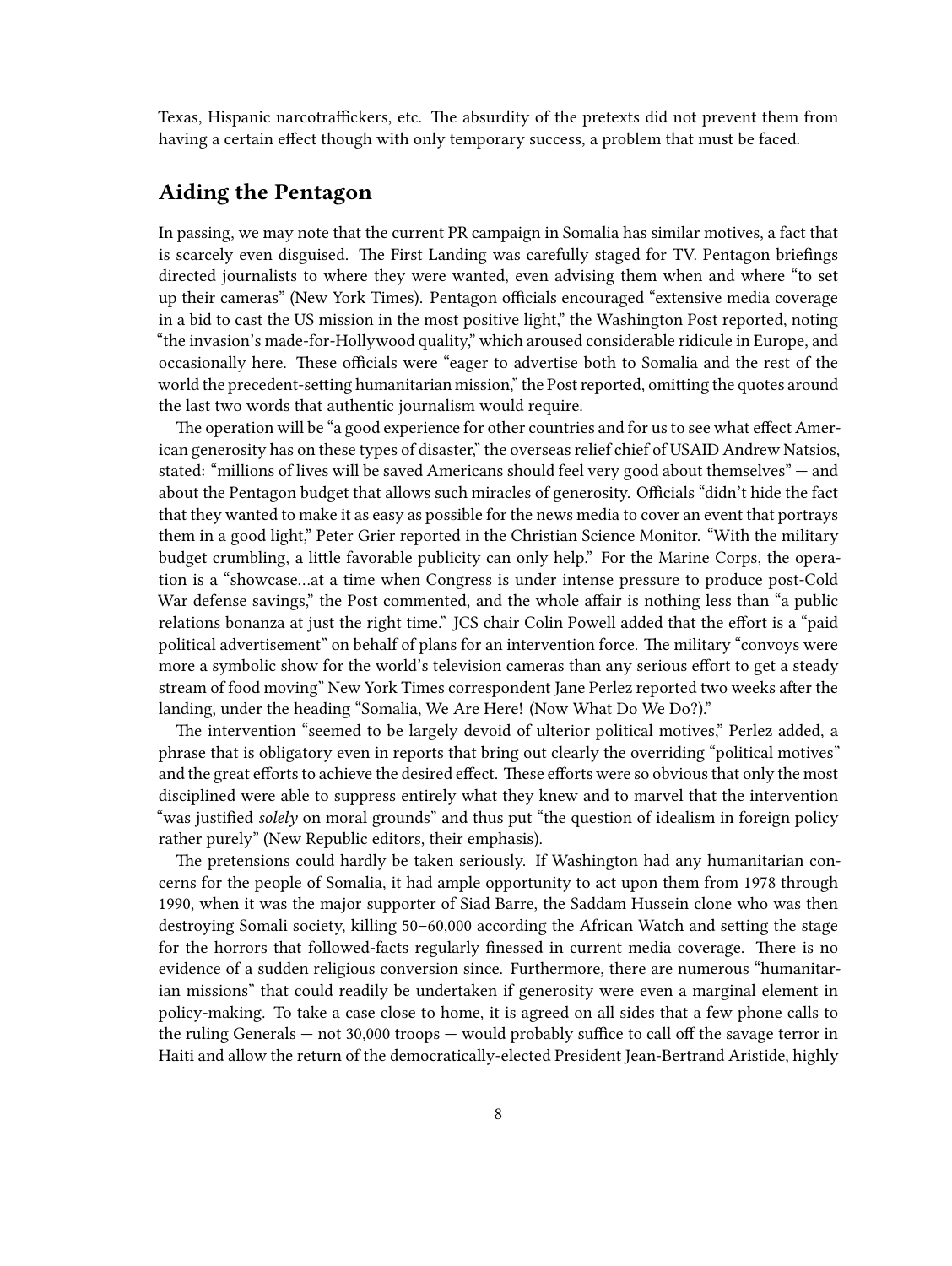Texas, Hispanic narcotraffickers, etc. The absurdity of the pretexts did not prevent them from having a certain effect though with only temporary success, a problem that must be faced.

## Aiding the Pentagon

In passing, we may note that the current PR campaign in Somalia has similar motives, a fact that is scarcely even disguised. The First Landing was carefully staged for TV. Pentagon briefings directed journalists to where they were wanted, even advising them when and where "to set up their cameras" (New York Times). Pentagon officials encouraged "extensive media coverage in a bid to cast the US mission in the most positive light," the Washington Post reported, noting "the invasion's made-for-Hollywood quality," which aroused considerable ridicule in Europe, and occasionally here. These officials were "eager to advertise both to Somalia and the rest of the world the precedent-setting humanitarian mission," the Post reported, omitting the quotes around the last two words that authentic journalism would require.

The operation will be "a good experience for other countries and for us to see what effect American generosity has on these types of disaster," the overseas relief chief of USAID Andrew Natsios, stated: "millions of lives will be saved Americans should feel very good about themselves" — and about the Pentagon budget that allows such miracles of generosity. Officials "didn't hide the fact that they wanted to make it as easy as possible for the news media to cover an event that portrays them in a good light," Peter Grier reported in the Christian Science Monitor. "With the military budget crumbling, a little favorable publicity can only help." For the Marine Corps, the operation is a "showcase…at a time when Congress is under intense pressure to produce post-Cold War defense savings," the Post commented, and the whole affair is nothing less than "a public relations bonanza at just the right time." JCS chair Colin Powell added that the effort is a "paid political advertisement" on behalf of plans for an intervention force. The military "convoys were more a symbolic show for the world's television cameras than any serious effort to get a steady stream of food moving" New York Times correspondent Jane Perlez reported two weeks after the landing, under the heading "Somalia, We Are Here! (Now What Do We Do?)."

The intervention "seemed to be largely devoid of ulterior political motives," Perlez added, a phrase that is obligatory even in reports that bring out clearly the overriding "political motives" and the great efforts to achieve the desired effect. These efforts were so obvious that only the most disciplined were able to suppress entirely what they knew and to marvel that the intervention "was justified *solely* on moral grounds" and thus put "the question of idealism in foreign policy rather purely" (New Republic editors, their emphasis).

The pretensions could hardly be taken seriously. If Washington had any humanitarian concerns for the people of Somalia, it had ample opportunity to act upon them from 1978 through 1990, when it was the major supporter of Siad Barre, the Saddam Hussein clone who was then destroying Somali society, killing 50–60,000 according the African Watch and setting the stage for the horrors that followed-facts regularly finessed in current media coverage. There is no evidence of a sudden religious conversion since. Furthermore, there are numerous "humanitarian missions" that could readily be undertaken if generosity were even a marginal element in policy-making. To take a case close to home, it is agreed on all sides that a few phone calls to the ruling Generals — not 30,000 troops — would probably suffice to call off the savage terror in Haiti and allow the return of the democratically-elected President Jean-Bertrand Aristide, highly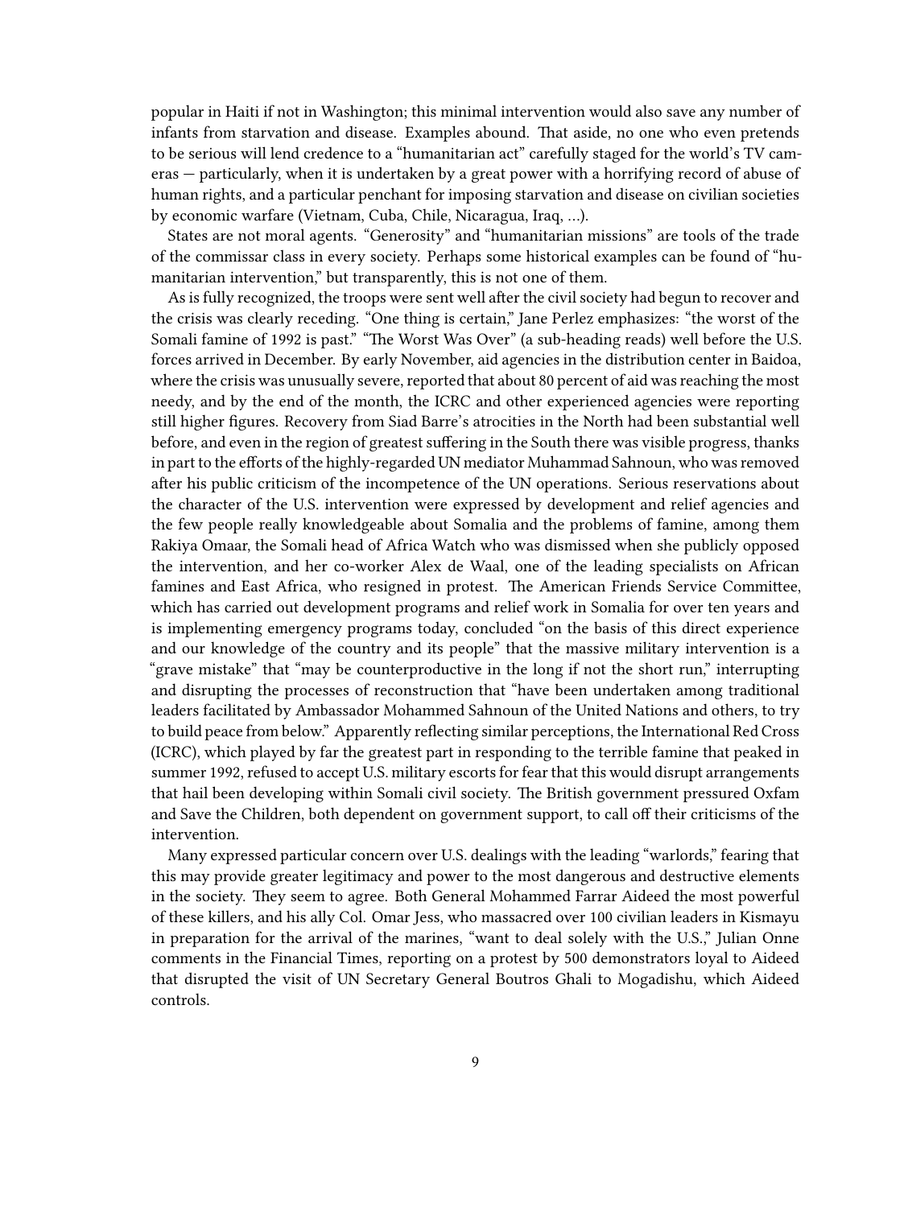popular in Haiti if not in Washington; this minimal intervention would also save any number of infants from starvation and disease. Examples abound. That aside, no one who even pretends to be serious will lend credence to a "humanitarian act" carefully staged for the world's TV cameras — particularly, when it is undertaken by a great power with a horrifying record of abuse of human rights, and a particular penchant for imposing starvation and disease on civilian societies by economic warfare (Vietnam, Cuba, Chile, Nicaragua, Iraq, ...).

States are not moral agents. "Generosity" and "humanitarian missions" are tools of the trade of the commissar class in every society. Perhaps some historical examples can be found of "humanitarian intervention," but transparently, this is not one of them.

As is fully recognized, the troops were sent well after the civil society had begun to recover and the crisis was clearly receding. "One thing is certain," Jane Perlez emphasizes: "the worst of the Somali famine of 1992 is past." "The Worst Was Over" (a sub-heading reads) well before the U.S. forces arrived in December. By early November, aid agencies in the distribution center in Baidoa, where the crisis was unusually severe, reported that about 80 percent of aid was reaching the most needy, and by the end of the month, the ICRC and other experienced agencies were reporting still higher figures. Recovery from Siad Barre's atrocities in the North had been substantial well before, and even in the region of greatest suffering in the South there was visible progress, thanks in part to the efforts of the highly-regarded UN mediator Muhammad Sahnoun, who was removed after his public criticism of the incompetence of the UN operations. Serious reservations about the character of the U.S. intervention were expressed by development and relief agencies and the few people really knowledgeable about Somalia and the problems of famine, among them Rakiya Omaar, the Somali head of Africa Watch who was dismissed when she publicly opposed the intervention, and her co-worker Alex de Waal, one of the leading specialists on African famines and East Africa, who resigned in protest. The American Friends Service Committee, which has carried out development programs and relief work in Somalia for over ten years and is implementing emergency programs today, concluded "on the basis of this direct experience and our knowledge of the country and its people" that the massive military intervention is a "grave mistake" that "may be counterproductive in the long if not the short run," interrupting and disrupting the processes of reconstruction that "have been undertaken among traditional leaders facilitated by Ambassador Mohammed Sahnoun of the United Nations and others, to try to build peace from below." Apparently reflecting similar perceptions, the International Red Cross (ICRC), which played by far the greatest part in responding to the terrible famine that peaked in summer 1992, refused to accept U.S. military escorts for fear that this would disrupt arrangements that hail been developing within Somali civil society. The British government pressured Oxfam and Save the Children, both dependent on government support, to call off their criticisms of the intervention.

Many expressed particular concern over U.S. dealings with the leading "warlords," fearing that this may provide greater legitimacy and power to the most dangerous and destructive elements in the society. They seem to agree. Both General Mohammed Farrar Aideed the most powerful of these killers, and his ally Col. Omar Jess, who massacred over 100 civilian leaders in Kismayu in preparation for the arrival of the marines, "want to deal solely with the U.S.," Julian Onne comments in the Financial Times, reporting on a protest by 500 demonstrators loyal to Aideed that disrupted the visit of UN Secretary General Boutros Ghali to Mogadishu, which Aideed controls.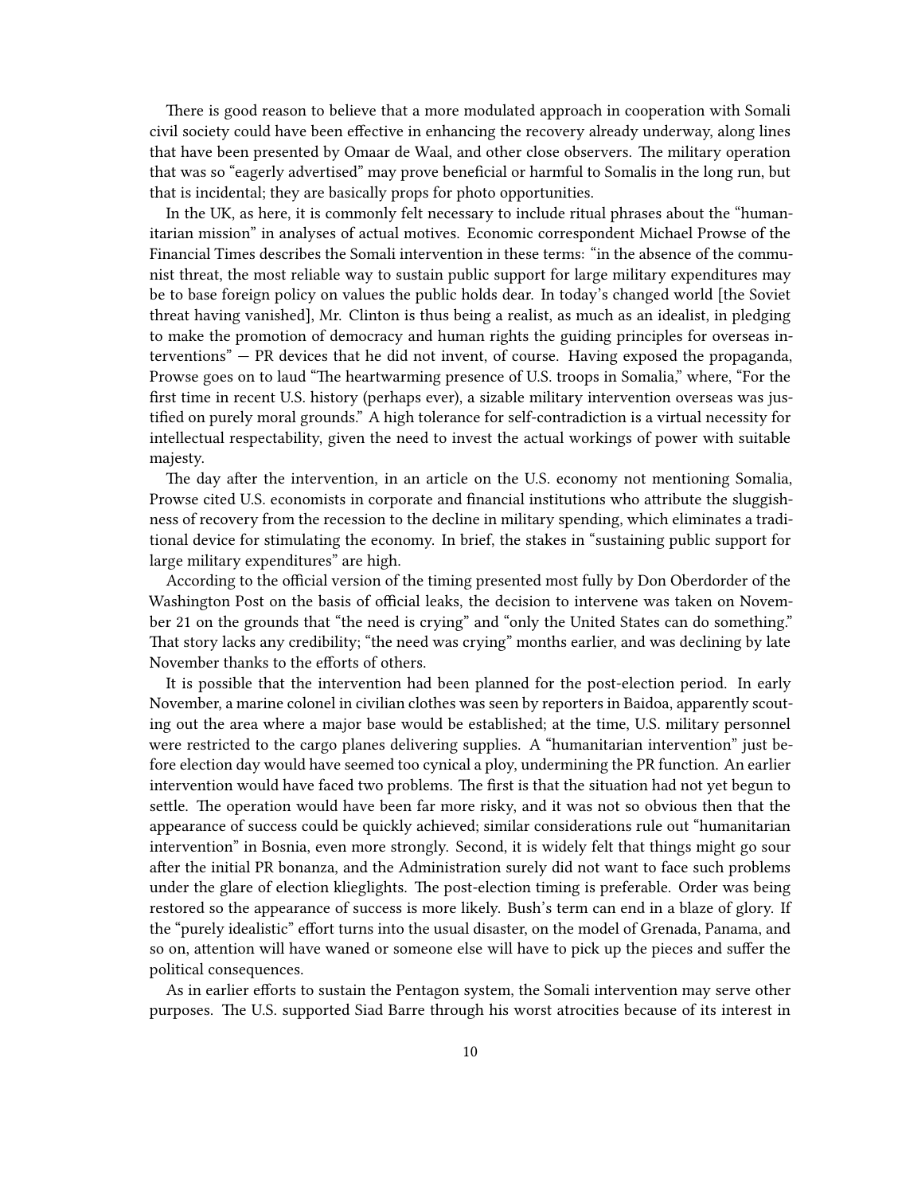There is good reason to believe that a more modulated approach in cooperation with Somali civil society could have been effective in enhancing the recovery already underway, along lines that have been presented by Omaar de Waal, and other close observers. The military operation that was so "eagerly advertised" may prove beneficial or harmful to Somalis in the long run, but that is incidental; they are basically props for photo opportunities.

In the UK, as here, it is commonly felt necessary to include ritual phrases about the "humanitarian mission" in analyses of actual motives. Economic correspondent Michael Prowse of the Financial Times describes the Somali intervention in these terms: "in the absence of the communist threat, the most reliable way to sustain public support for large military expenditures may be to base foreign policy on values the public holds dear. In today's changed world [the Soviet threat having vanished], Mr. Clinton is thus being a realist, as much as an idealist, in pledging to make the promotion of democracy and human rights the guiding principles for overseas interventions" — PR devices that he did not invent, of course. Having exposed the propaganda, Prowse goes on to laud "The heartwarming presence of U.S. troops in Somalia," where, "For the first time in recent U.S. history (perhaps ever), a sizable military intervention overseas was justified on purely moral grounds." A high tolerance for self-contradiction is a virtual necessity for intellectual respectability, given the need to invest the actual workings of power with suitable majesty.

The day after the intervention, in an article on the U.S. economy not mentioning Somalia, Prowse cited U.S. economists in corporate and financial institutions who attribute the sluggishness of recovery from the recession to the decline in military spending, which eliminates a traditional device for stimulating the economy. In brief, the stakes in "sustaining public support for large military expenditures" are high.

According to the official version of the timing presented most fully by Don Oberdorder of the Washington Post on the basis of official leaks, the decision to intervene was taken on November 21 on the grounds that "the need is crying" and "only the United States can do something." That story lacks any credibility; "the need was crying" months earlier, and was declining by late November thanks to the efforts of others.

It is possible that the intervention had been planned for the post-election period. In early November, a marine colonel in civilian clothes was seen by reporters in Baidoa, apparently scouting out the area where a major base would be established; at the time, U.S. military personnel were restricted to the cargo planes delivering supplies. A "humanitarian intervention" just before election day would have seemed too cynical a ploy, undermining the PR function. An earlier intervention would have faced two problems. The first is that the situation had not yet begun to settle. The operation would have been far more risky, and it was not so obvious then that the appearance of success could be quickly achieved; similar considerations rule out "humanitarian intervention" in Bosnia, even more strongly. Second, it is widely felt that things might go sour after the initial PR bonanza, and the Administration surely did not want to face such problems under the glare of election klieglights. The post-election timing is preferable. Order was being restored so the appearance of success is more likely. Bush's term can end in a blaze of glory. If the "purely idealistic" effort turns into the usual disaster, on the model of Grenada, Panama, and so on, attention will have waned or someone else will have to pick up the pieces and suffer the political consequences.

As in earlier efforts to sustain the Pentagon system, the Somali intervention may serve other purposes. The U.S. supported Siad Barre through his worst atrocities because of its interest in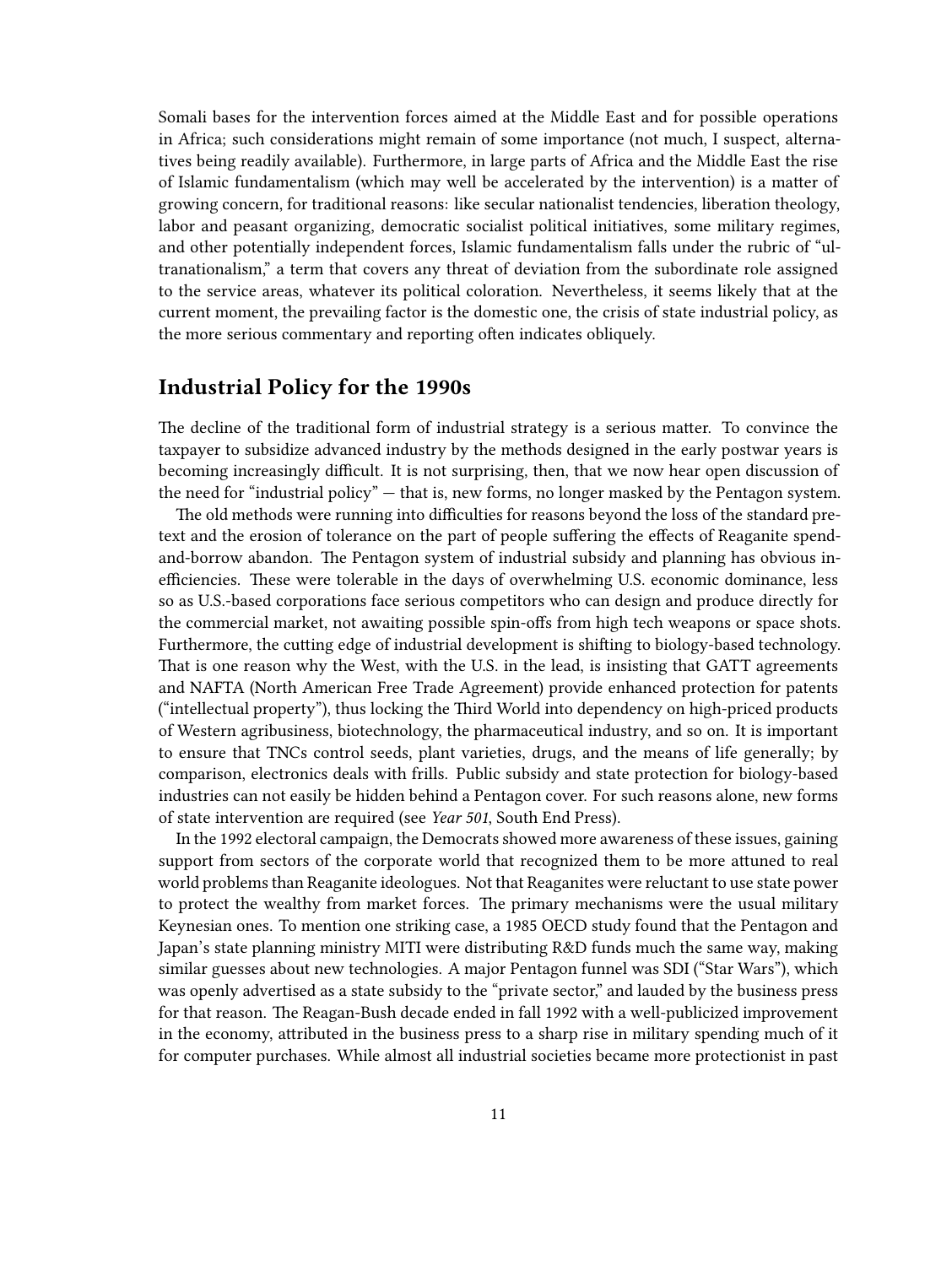Somali bases for the intervention forces aimed at the Middle East and for possible operations in Africa; such considerations might remain of some importance (not much, I suspect, alternatives being readily available). Furthermore, in large parts of Africa and the Middle East the rise of Islamic fundamentalism (which may well be accelerated by the intervention) is a matter of growing concern, for traditional reasons: like secular nationalist tendencies, liberation theology, labor and peasant organizing, democratic socialist political initiatives, some military regimes, and other potentially independent forces, Islamic fundamentalism falls under the rubric of "ultranationalism," a term that covers any threat of deviation from the subordinate role assigned to the service areas, whatever its political coloration. Nevertheless, it seems likely that at the current moment, the prevailing factor is the domestic one, the crisis of state industrial policy, as the more serious commentary and reporting often indicates obliquely.

## Industrial Policy for the 1990s

The decline of the traditional form of industrial strategy is a serious matter. To convince the taxpayer to subsidize advanced industry by the methods designed in the early postwar years is becoming increasingly difficult. It is not surprising, then, that we now hear open discussion of the need for "industrial policy" — that is, new forms, no longer masked by the Pentagon system.

The old methods were running into difficulties for reasons beyond the loss of the standard pretext and the erosion of tolerance on the part of people suffering the effects of Reaganite spend-and-borrow abandon. The Pentagon system of industrial subsidy and planning has obvious inefficiencies. These were tolerable in the days of overwhelming U.S. economic dominance, less so as U.S.-based corporations face serious competitors who can design and produce directly for the commercial market, not awaiting possible spin-offs from high tech weapons or space shots. Furthermore, the cutting edge of industrial development is shifting to biology-based technology. That is one reason why the West, with the U.S. in the lead, is insisting that GATT agreements and NAFTA (North American Free Trade Agreement) provide enhanced protection for patents ("intellectual property"), thus locking the Third World into dependency on high-priced products of Western agribusiness, biotechnology, the pharmaceutical industry, and so on. It is important to ensure that TNCs control seeds, plant varieties, drugs, and the means of life generally; by comparison, electronics deals with frills. Public subsidy and state protection for biology-based industries can not easily be hidden behind a Pentagon cover. For such reasons alone, new forms of state intervention are required (see *Year 501*, South End Press).

In the 1992 electoral campaign, the Democrats showed more awareness of these issues, gaining support from sectors of the corporate world that recognized them to be more attuned to real world problems than Reaganite ideologues. Not that Reaganites were reluctant to use state power to protect the wealthy from market forces. The primary mechanisms were the usual military Keynesian ones. To mention one striking case, a 1985 OECD study found that the Pentagon and Japan's state planning ministry MITI were distributing R&D funds much the same way, making similar guesses about new technologies. A major Pentagon funnel was SDI ("Star Wars"), which was openly advertised as a state subsidy to the "private sector," and lauded by the business press for that reason. The Reagan-Bush decade ended in fall 1992 with a well-publicized improvement in the economy, attributed in the business press to a sharp rise in military spending much of it for computer purchases. While almost all industrial societies became more protectionist in past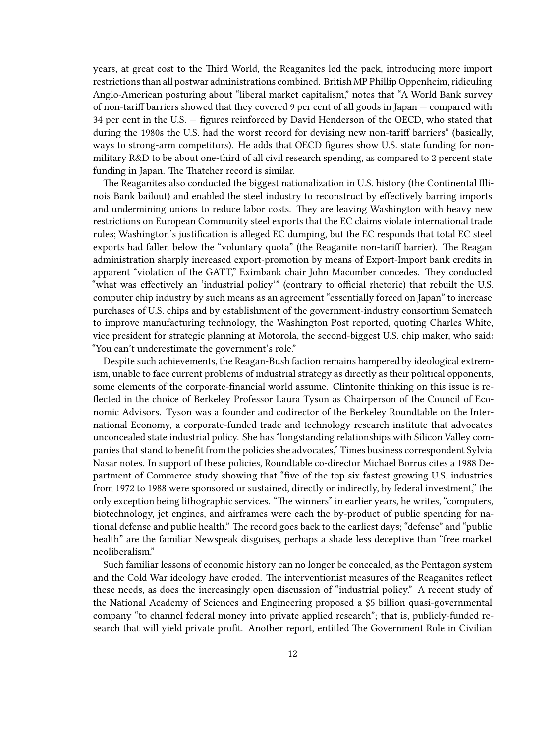years, at great cost to the Third World, the Reaganites led the pack, introducing more import restrictions than all postwar administrations combined. British MP Phillip Oppenheim, ridiculing Anglo-American posturing about "liberal market capitalism," notes that "A World Bank survey of non-tariff barriers showed that they covered 9 per cent of all goods in Japan — compared with 34 per cent in the U.S. — figures reinforced by David Henderson of the OECD, who stated that during the 1980s the U.S. had the worst record for devising new non-tariff barriers" (basically, ways to strong-arm competitors). He adds that OECD figures show U.S. state funding for non-military R&D to be about one-third of all civil research spending, as compared to 2 percent state funding in Japan. The Thatcher record is similar.

The Reaganites also conducted the biggest nationalization in U.S. history (the Continental Illinois Bank bailout) and enabled the steel industry to reconstruct by effectively barring imports and undermining unions to reduce labor costs. They are leaving Washington with heavy new restrictions on European Community steel exports that the EC claims violate international trade rules; Washington's justification is alleged EC dumping, but the EC responds that total EC steel exports had fallen below the "voluntary quota" (the Reaganite non-tariff barrier). The Reagan administration sharply increased export-promotion by means of Export-Import bank credits in apparent "violation of the GATT," Eximbank chair John Macomber concedes. They conducted "what was effectively an 'industrial policy'" (contrary to official rhetoric) that rebuilt the U.S. computer chip industry by such means as an agreement "essentially forced on Japan" to increase purchases of U.S. chips and by establishment of the government-industry consortium Sematech to improve manufacturing technology, the Washington Post reported, quoting Charles White, vice president for strategic planning at Motorola, the second-biggest U.S. chip maker, who said: "You can't underestimate the government's role."

Despite such achievements, the Reagan-Bush faction remains hampered by ideological extremism, unable to face current problems of industrial strategy as directly as their political opponents, some elements of the corporate-financial world assume. Clintonite thinking on this issue is reflected in the choice of Berkeley Professor Laura Tyson as Chairperson of the Council of Economic Advisors. Tyson was a founder and codirector of the Berkeley Roundtable on the International Economy, a corporate-funded trade and technology research institute that advocates unconcealed state industrial policy. She has "longstanding relationships with Silicon Valley companies that stand to benefit from the policies she advocates," Times business correspondent Sylvia Nasar notes. In support of these policies, Roundtable co-director Michael Borrus cites a 1988 Department of Commerce study showing that "five of the top six fastest growing U.S. industries from 1972 to 1988 were sponsored or sustained, directly or indirectly, by federal investment," the only exception being lithographic services. "The winners" in earlier years, he writes, "computers, biotechnology, jet engines, and airframes were each the by-product of public spending for national defense and public health." The record goes back to the earliest days; "defense" and "public health" are the familiar Newspeak disguises, perhaps a shade less deceptive than "free market neoliberalism."

Such familiar lessons of economic history can no longer be concealed, as the Pentagon system and the Cold War ideology have eroded. The interventionist measures of the Reaganites reflect these needs, as does the increasingly open discussion of "industrial policy." A recent study of the National Academy of Sciences and Engineering proposed a $5 billion quasi-governmental company "to channel federal money into private applied research"; that is, publicly-funded research that will yield private profit. Another report, entitled The Government Role in Civilian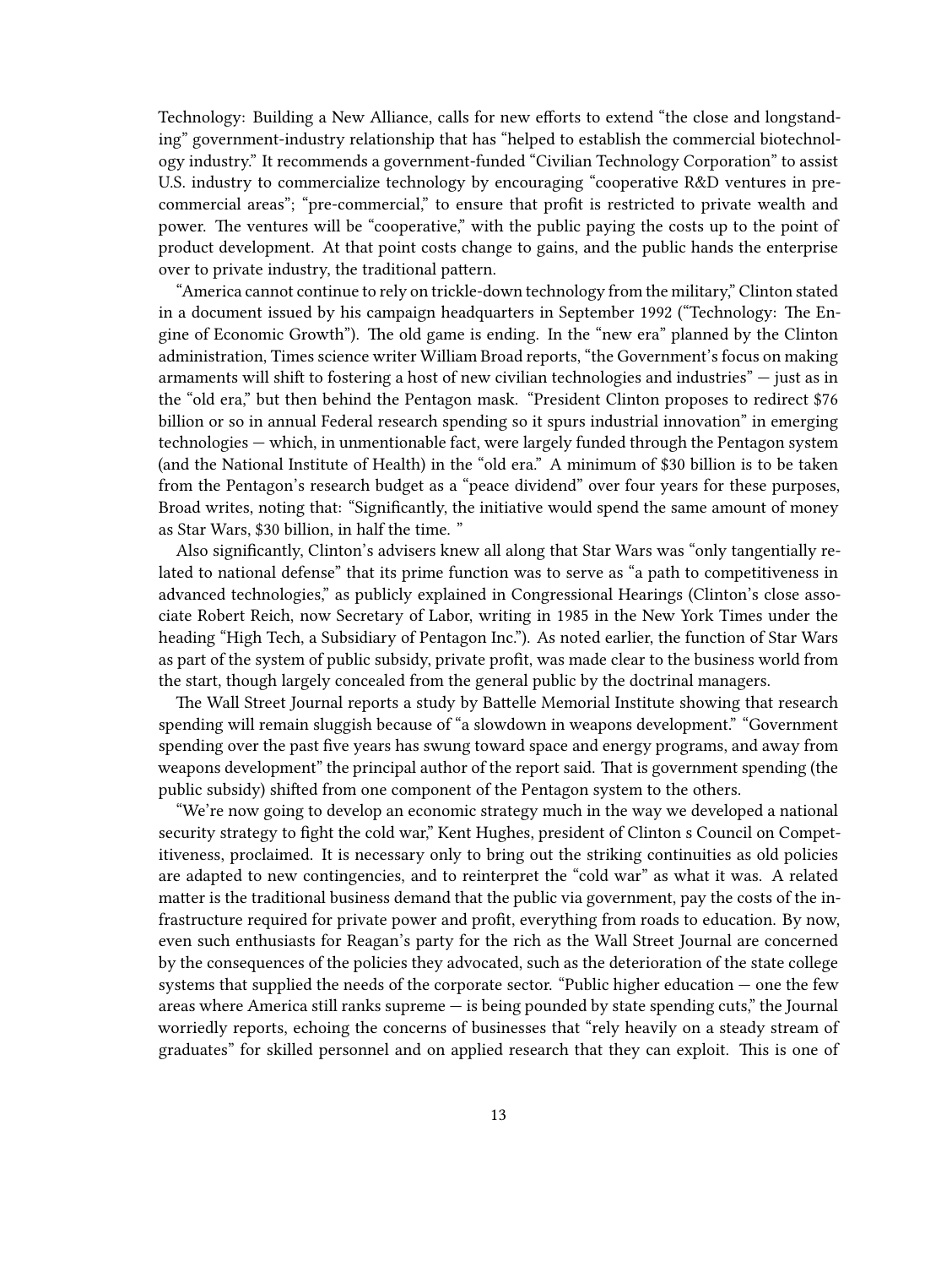Technology: Building a New Alliance, calls for new efforts to extend "the close and longstanding" government-industry relationship that has "helped to establish the commercial biotechnology industry." It recommends a government-funded "Civilian Technology Corporation" to assist U.S. industry to commercialize technology by encouraging "cooperative R&D ventures in pre-commercial areas"; "pre-commercial," to ensure that profit is restricted to private wealth and power. The ventures will be "cooperative," with the public paying the costs up to the point of product development. At that point costs change to gains, and the public hands the enterprise over to private industry, the traditional pattern.

"America cannot continue to rely on trickle-down technology from the military," Clinton stated in a document issued by his campaign headquarters in September 1992 ("Technology: The Engine of Economic Growth"). The old game is ending. In the "new era" planned by the Clinton administration, Times science writer William Broad reports, "the Government's focus on making armaments will shift to fostering a host of new civilian technologies and industries" — just as in the "old era," but then behind the Pentagon mask. "President Clinton proposes to redirect $76 billion or so in annual Federal research spending so it spurs industrial innovation" in emerging technologies — which, in unmentionable fact, were largely funded through the Pentagon system (and the National Institute of Health) in the "old era." A minimum of $30 billion is to be taken from the Pentagon's research budget as a "peace dividend" over four years for these purposes, Broad writes, noting that: "Significantly, the initiative would spend the same amount of money as Star Wars, $30 billion, in half the time. "

Also significantly, Clinton's advisers knew all along that Star Wars was "only tangentially related to national defense" that its prime function was to serve as "a path to competitiveness in advanced technologies," as publicly explained in Congressional Hearings (Clinton's close associate Robert Reich, now Secretary of Labor, writing in 1985 in the New York Times under the heading "High Tech, a Subsidiary of Pentagon Inc."). As noted earlier, the function of Star Wars as part of the system of public subsidy, private profit, was made clear to the business world from the start, though largely concealed from the general public by the doctrinal managers.

The Wall Street Journal reports a study by Battelle Memorial Institute showing that research spending will remain sluggish because of "a slowdown in weapons development." "Government spending over the past five years has swung toward space and energy programs, and away from weapons development" the principal author of the report said. That is government spending (the public subsidy) shifted from one component of the Pentagon system to the others.

"We're now going to develop an economic strategy much in the way we developed a national security strategy to fight the cold war," Kent Hughes, president of Clinton s Council on Competitiveness, proclaimed. It is necessary only to bring out the striking continuities as old policies are adapted to new contingencies, and to reinterpret the "cold war" as what it was. A related matter is the traditional business demand that the public via government, pay the costs of the infrastructure required for private power and profit, everything from roads to education. By now, even such enthusiasts for Reagan's party for the rich as the Wall Street Journal are concerned by the consequences of the policies they advocated, such as the deterioration of the state college systems that supplied the needs of the corporate sector. "Public higher education — one the few areas where America still ranks supreme — is being pounded by state spending cuts," the Journal worriedly reports, echoing the concerns of businesses that "rely heavily on a steady stream of graduates" for skilled personnel and on applied research that they can exploit. This is one of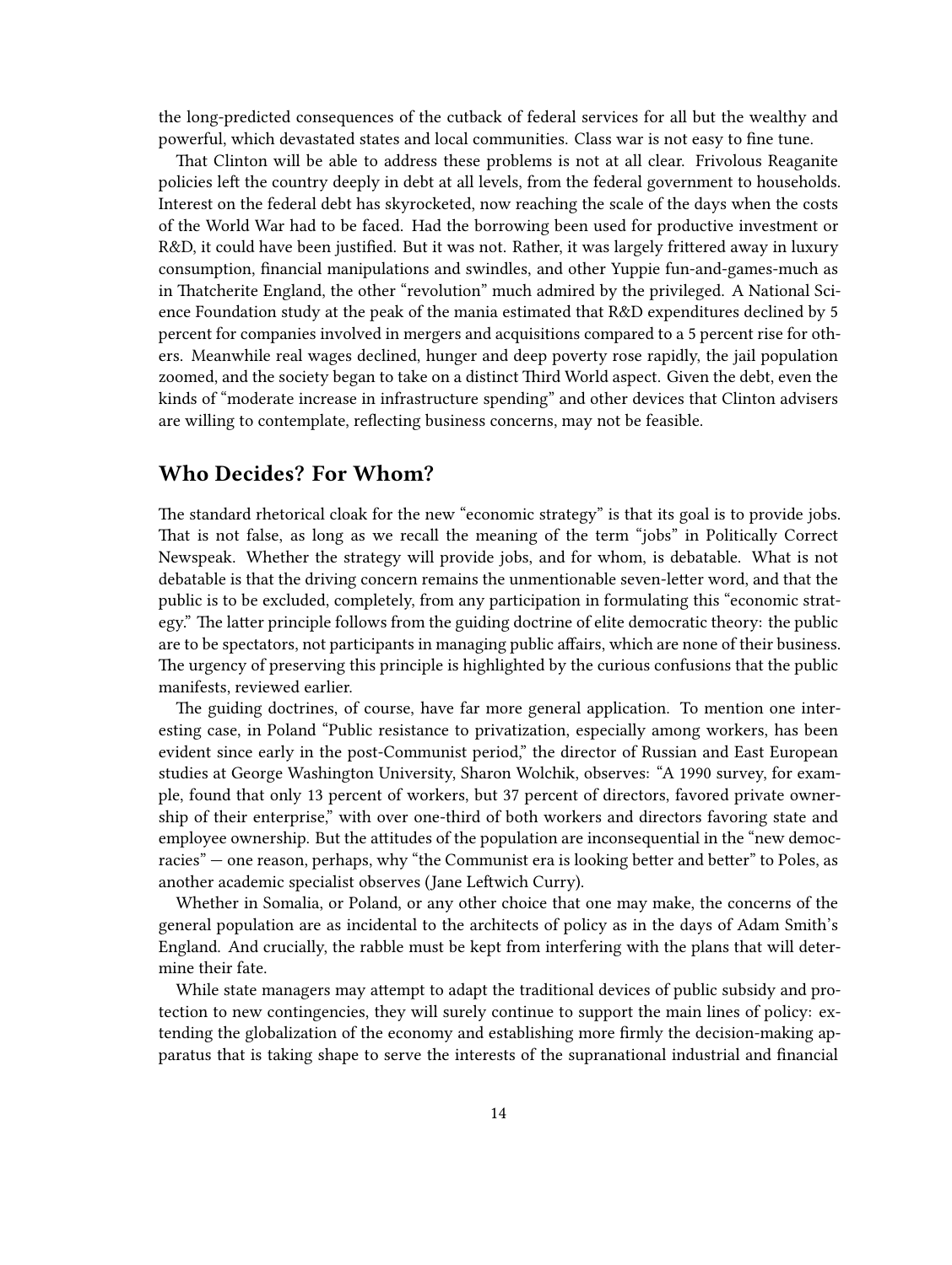the long-predicted consequences of the cutback of federal services for all but the wealthy and powerful, which devastated states and local communities. Class war is not easy to fine tune.

That Clinton will be able to address these problems is not at all clear. Frivolous Reaganite policies left the country deeply in debt at all levels, from the federal government to households. Interest on the federal debt has skyrocketed, now reaching the scale of the days when the costs of the World War had to be faced. Had the borrowing been used for productive investment or R&D, it could have been justified. But it was not. Rather, it was largely frittered away in luxury consumption, financial manipulations and swindles, and other Yuppie fun-and-games-much as in Thatcherite England, the other "revolution" much admired by the privileged. A National Science Foundation study at the peak of the mania estimated that R&D expenditures declined by 5 percent for companies involved in mergers and acquisitions compared to a 5 percent rise for others. Meanwhile real wages declined, hunger and deep poverty rose rapidly, the jail population zoomed, and the society began to take on a distinct Third World aspect. Given the debt, even the kinds of "moderate increase in infrastructure spending" and other devices that Clinton advisers are willing to contemplate, reflecting business concerns, may not be feasible.

## Who Decides? For Whom?

The standard rhetorical cloak for the new "economic strategy" is that its goal is to provide jobs. That is not false, as long as we recall the meaning of the term "jobs" in Politically Correct Newspeak. Whether the strategy will provide jobs, and for whom, is debatable. What is not debatable is that the driving concern remains the unmentionable seven-letter word, and that the public is to be excluded, completely, from any participation in formulating this "economic strategy." The latter principle follows from the guiding doctrine of elite democratic theory: the public are to be spectators, not participants in managing public affairs, which are none of their business. The urgency of preserving this principle is highlighted by the curious confusions that the public manifests, reviewed earlier.

The guiding doctrines, of course, have far more general application. To mention one interesting case, in Poland "Public resistance to privatization, especially among workers, has been evident since early in the post-Communist period," the director of Russian and East European studies at George Washington University, Sharon Wolchik, observes: "A 1990 survey, for example, found that only 13 percent of workers, but 37 percent of directors, favored private ownership of their enterprise," with over one-third of both workers and directors favoring state and employee ownership. But the attitudes of the population are inconsequential in the "new democracies" — one reason, perhaps, why "the Communist era is looking better and better" to Poles, as another academic specialist observes (Jane Leftwich Curry).

Whether in Somalia, or Poland, or any other choice that one may make, the concerns of the general population are as incidental to the architects of policy as in the days of Adam Smith's England. And crucially, the rabble must be kept from interfering with the plans that will determine their fate.

While state managers may attempt to adapt the traditional devices of public subsidy and protection to new contingencies, they will surely continue to support the main lines of policy: extending the globalization of the economy and establishing more firmly the decision-making apparatus that is taking shape to serve the interests of the supranational industrial and financial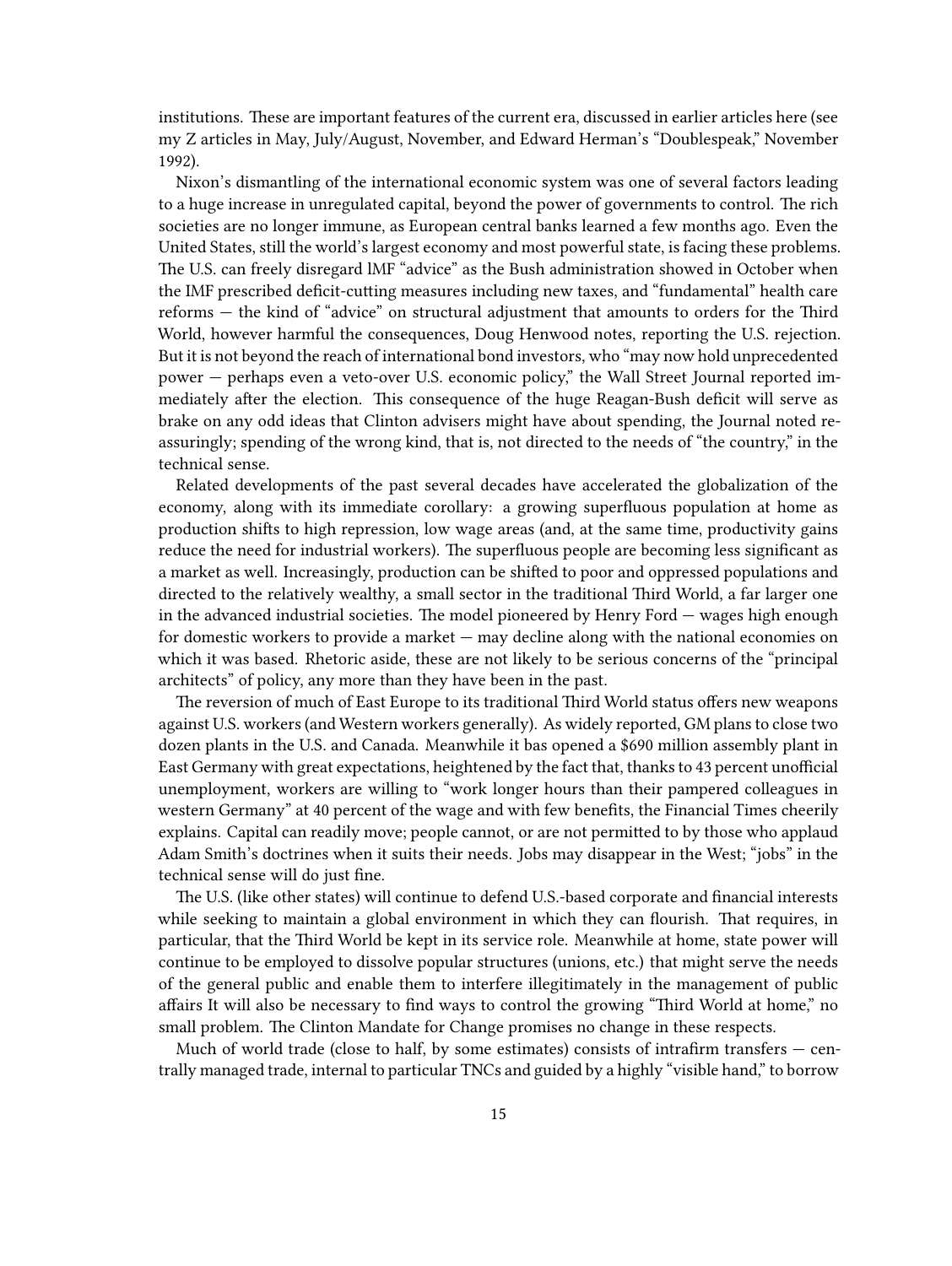institutions. These are important features of the current era, discussed in earlier articles here (see my Z articles in May, July/August, November, and Edward Herman's "Doublespeak," November 1992).

Nixon's dismantling of the international economic system was one of several factors leading to a huge increase in unregulated capital, beyond the power of governments to control. The rich societies are no longer immune, as European central banks learned a few months ago. Even the United States, still the world's largest economy and most powerful state, is facing these problems. The U.S. can freely disregard lMF "advice" as the Bush administration showed in October when the IMF prescribed deficit-cutting measures including new taxes, and "fundamental" health care reforms — the kind of "advice" on structural adjustment that amounts to orders for the Third World, however harmful the consequences, Doug Henwood notes, reporting the U.S. rejection. But it is not beyond the reach of international bond investors, who "may now hold unprecedented power — perhaps even a veto-over U.S. economic policy," the Wall Street Journal reported immediately after the election. This consequence of the huge Reagan-Bush deficit will serve as brake on any odd ideas that Clinton advisers might have about spending, the Journal noted reassuringly; spending of the wrong kind, that is, not directed to the needs of "the country," in the technical sense.

Related developments of the past several decades have accelerated the globalization of the economy, along with its immediate corollary: a growing superfluous population at home as production shifts to high repression, low wage areas (and, at the same time, productivity gains reduce the need for industrial workers). The superfluous people are becoming less significant as a market as well. Increasingly, production can be shifted to poor and oppressed populations and directed to the relatively wealthy, a small sector in the traditional Third World, a far larger one in the advanced industrial societies. The model pioneered by Henry Ford — wages high enough for domestic workers to provide a market — may decline along with the national economies on which it was based. Rhetoric aside, these are not likely to be serious concerns of the "principal architects" of policy, any more than they have been in the past.

The reversion of much of East Europe to its traditional Third World status offers new weapons against U.S. workers (and Western workers generally). As widely reported, GM plans to close two dozen plants in the U.S. and Canada. Meanwhile it bas opened a $690 million assembly plant in East Germany with great expectations, heightened by the fact that, thanks to 43 percent unofficial unemployment, workers are willing to "work longer hours than their pampered colleagues in western Germany" at 40 percent of the wage and with few benefits, the Financial Times cheerily explains. Capital can readily move; people cannot, or are not permitted to by those who applaud Adam Smith's doctrines when it suits their needs. Jobs may disappear in the West; "jobs" in the technical sense will do just fine.

The U.S. (like other states) will continue to defend U.S.-based corporate and financial interests while seeking to maintain a global environment in which they can flourish. That requires, in particular, that the Third World be kept in its service role. Meanwhile at home, state power will continue to be employed to dissolve popular structures (unions, etc.) that might serve the needs of the general public and enable them to interfere illegitimately in the management of public affairs It will also be necessary to find ways to control the growing "Third World at home," no small problem. The Clinton Mandate for Change promises no change in these respects.

Much of world trade (close to half, by some estimates) consists of intrafirm transfers — centrally managed trade, internal to particular TNCs and guided by a highly "visible hand," to borrow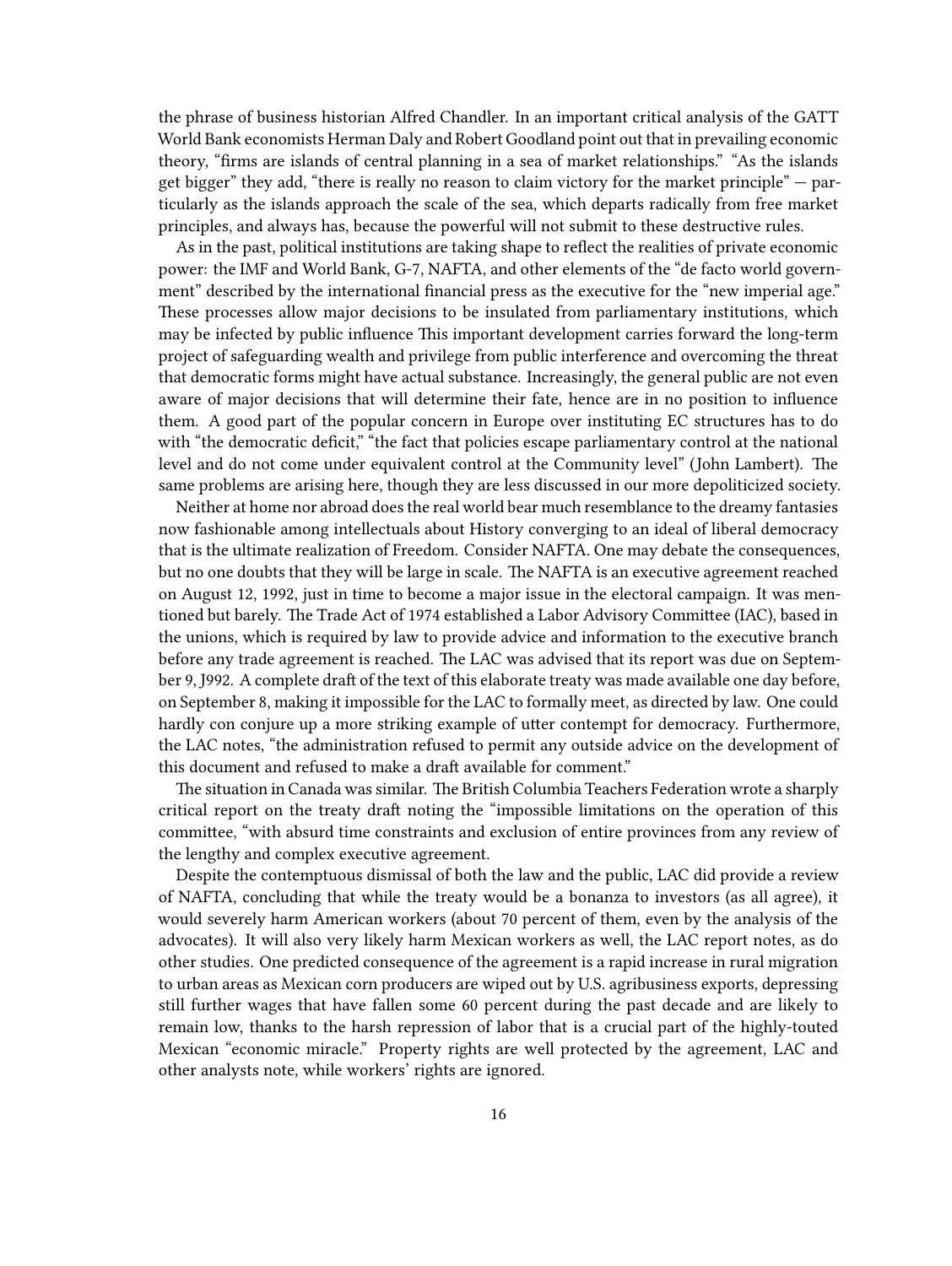the phrase of business historian Alfred Chandler. In an important critical analysis of the GATT World Bank economists Herman Daly and Robert Goodland point out that in prevailing economic theory, "firms are islands of central planning in a sea of market relationships." "As the islands get bigger" they add, "there is really no reason to claim victory for the market principle" — particularly as the islands approach the scale of the sea, which departs radically from free market principles, and always has, because the powerful will not submit to these destructive rules.

As in the past, political institutions are taking shape to reflect the realities of private economic power: the IMF and World Bank, G-7, NAFTA, and other elements of the "de facto world government" described by the international financial press as the executive for the "new imperial age." These processes allow major decisions to be insulated from parliamentary institutions, which may be infected by public influence This important development carries forward the long-term project of safeguarding wealth and privilege from public interference and overcoming the threat that democratic forms might have actual substance. Increasingly, the general public are not even aware of major decisions that will determine their fate, hence are in no position to influence them. A good part of the popular concern in Europe over instituting EC structures has to do with "the democratic deficit," "the fact that policies escape parliamentary control at the national level and do not come under equivalent control at the Community level" (John Lambert). The same problems are arising here, though they are less discussed in our more depoliticized society.

Neither at home nor abroad does the real world bear much resemblance to the dreamy fantasies now fashionable among intellectuals about History converging to an ideal of liberal democracy that is the ultimate realization of Freedom. Consider NAFTA. One may debate the consequences, but no one doubts that they will be large in scale. The NAFTA is an executive agreement reached on August 12, 1992, just in time to become a major issue in the electoral campaign. It was mentioned but barely. The Trade Act of 1974 established a Labor Advisory Committee (IAC), based in the unions, which is required by law to provide advice and information to the executive branch before any trade agreement is reached. The LAC was advised that its report was due on September 9, J992. A complete draft of the text of this elaborate treaty was made available one day before, on September 8, making it impossible for the LAC to formally meet, as directed by law. One could hardly con conjure up a more striking example of utter contempt for democracy. Furthermore, the LAC notes, "the administration refused to permit any outside advice on the development of this document and refused to make a draft available for comment."

The situation in Canada was similar. The British Columbia Teachers Federation wrote a sharply critical report on the treaty draft noting the "impossible limitations on the operation of this committee, "with absurd time constraints and exclusion of entire provinces from any review of the lengthy and complex executive agreement.

Despite the contemptuous dismissal of both the law and the public, LAC did provide a review of NAFTA, concluding that while the treaty would be a bonanza to investors (as all agree), it would severely harm American workers (about 70 percent of them, even by the analysis of the advocates). It will also very likely harm Mexican workers as well, the LAC report notes, as do other studies. One predicted consequence of the agreement is a rapid increase in rural migration to urban areas as Mexican corn producers are wiped out by U.S. agribusiness exports, depressing still further wages that have fallen some 60 percent during the past decade and are likely to remain low, thanks to the harsh repression of labor that is a crucial part of the highly-touted Mexican "economic miracle." Property rights are well protected by the agreement, LAC and other analysts note, while workers' rights are ignored.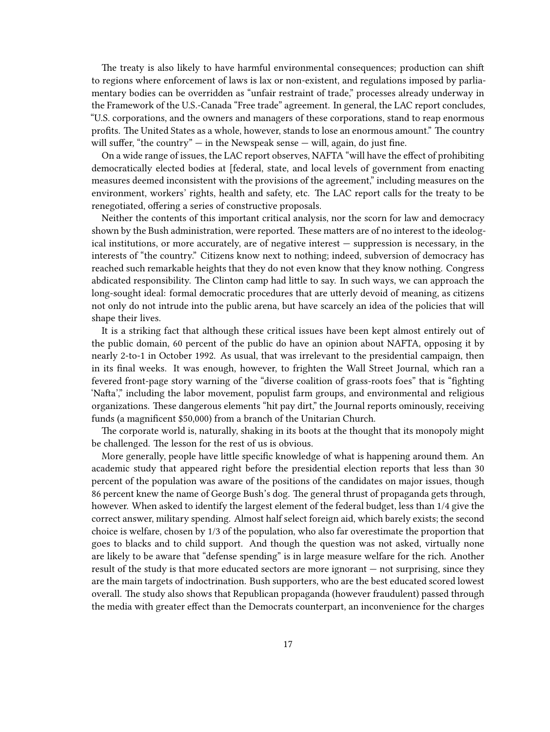The treaty is also likely to have harmful environmental consequences; production can shift to regions where enforcement of laws is lax or non-existent, and regulations imposed by parliamentary bodies can be overridden as "unfair restraint of trade," processes already underway in the Framework of the U.S.-Canada "Free trade" agreement. In general, the LAC report concludes, "U.S. corporations, and the owners and managers of these corporations, stand to reap enormous profits. The United States as a whole, however, stands to lose an enormous amount." The country will suffer, "the country" — in the Newspeak sense — will, again, do just fine.

On a wide range of issues, the LAC report observes, NAFTA "will have the effect of prohibiting democratically elected bodies at [federal, state, and local levels of government from enacting measures deemed inconsistent with the provisions of the agreement," including measures on the environment, workers' rights, health and safety, etc. The LAC report calls for the treaty to be renegotiated, offering a series of constructive proposals.

Neither the contents of this important critical analysis, nor the scorn for law and democracy shown by the Bush administration, were reported. These matters are of no interest to the ideological institutions, or more accurately, are of negative interest — suppression is necessary, in the interests of "the country." Citizens know next to nothing; indeed, subversion of democracy has reached such remarkable heights that they do not even know that they know nothing. Congress abdicated responsibility. The Clinton camp had little to say. In such ways, we can approach the long-sought ideal: formal democratic procedures that are utterly devoid of meaning, as citizens not only do not intrude into the public arena, but have scarcely an idea of the policies that will shape their lives.

It is a striking fact that although these critical issues have been kept almost entirely out of the public domain, 60 percent of the public do have an opinion about NAFTA, opposing it by nearly 2-to-1 in October 1992. As usual, that was irrelevant to the presidential campaign, then in its final weeks. It was enough, however, to frighten the Wall Street Journal, which ran a fevered front-page story warning of the "diverse coalition of grass-roots foes" that is "fighting 'Nafta'," including the labor movement, populist farm groups, and environmental and religious organizations. These dangerous elements "hit pay dirt," the Journal reports ominously, receiving funds (a magnificent $50,000) from a branch of the Unitarian Church.

The corporate world is, naturally, shaking in its boots at the thought that its monopoly might be challenged. The lesson for the rest of us is obvious.

More generally, people have little specific knowledge of what is happening around them. An academic study that appeared right before the presidential election reports that less than 30 percent of the population was aware of the positions of the candidates on major issues, though 86 percent knew the name of George Bush's dog. The general thrust of propaganda gets through, however. When asked to identify the largest element of the federal budget, less than 1/4 give the correct answer, military spending. Almost half select foreign aid, which barely exists; the second choice is welfare, chosen by 1/3 of the population, who also far overestimate the proportion that goes to blacks and to child support. And though the question was not asked, virtually none are likely to be aware that "defense spending" is in large measure welfare for the rich. Another result of the study is that more educated sectors are more ignorant — not surprising, since they are the main targets of indoctrination. Bush supporters, who are the best educated scored lowest overall. The study also shows that Republican propaganda (however fraudulent) passed through the media with greater effect than the Democrats counterpart, an inconvenience for the charges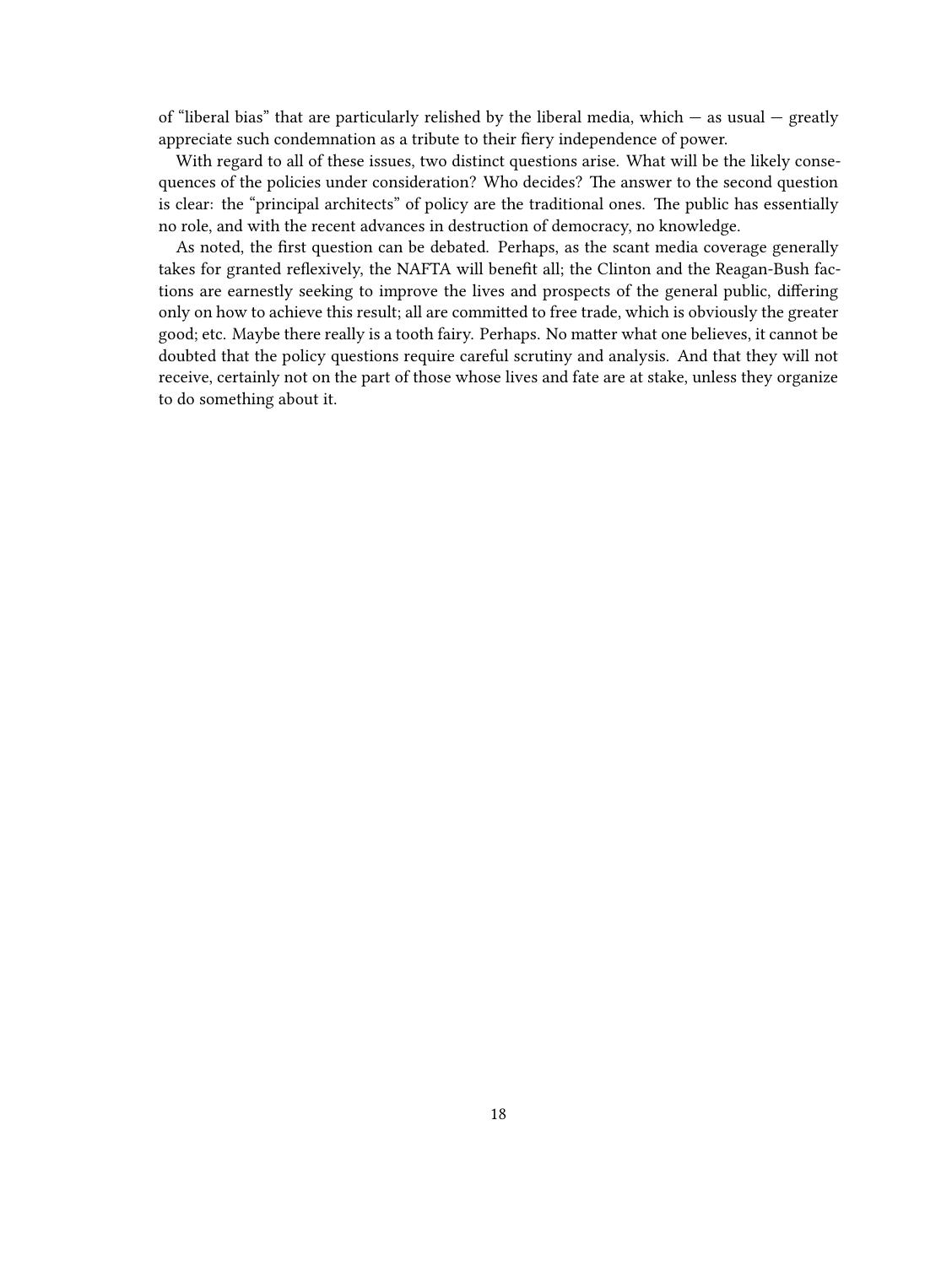of "liberal bias" that are particularly relished by the liberal media, which — as usual — greatly appreciate such condemnation as a tribute to their fiery independence of power.

With regard to all of these issues, two distinct questions arise. What will be the likely consequences of the policies under consideration? Who decides? The answer to the second question is clear: the "principal architects" of policy are the traditional ones. The public has essentially no role, and with the recent advances in destruction of democracy, no knowledge.

As noted, the first question can be debated. Perhaps, as the scant media coverage generally takes for granted reflexively, the NAFTA will benefit all; the Clinton and the Reagan-Bush factions are earnestly seeking to improve the lives and prospects of the general public, differing only on how to achieve this result; all are committed to free trade, which is obviously the greater good; etc. Maybe there really is a tooth fairy. Perhaps. No matter what one believes, it cannot be doubted that the policy questions require careful scrutiny and analysis. And that they will not receive, certainly not on the part of those whose lives and fate are at stake, unless they organize to do something about it.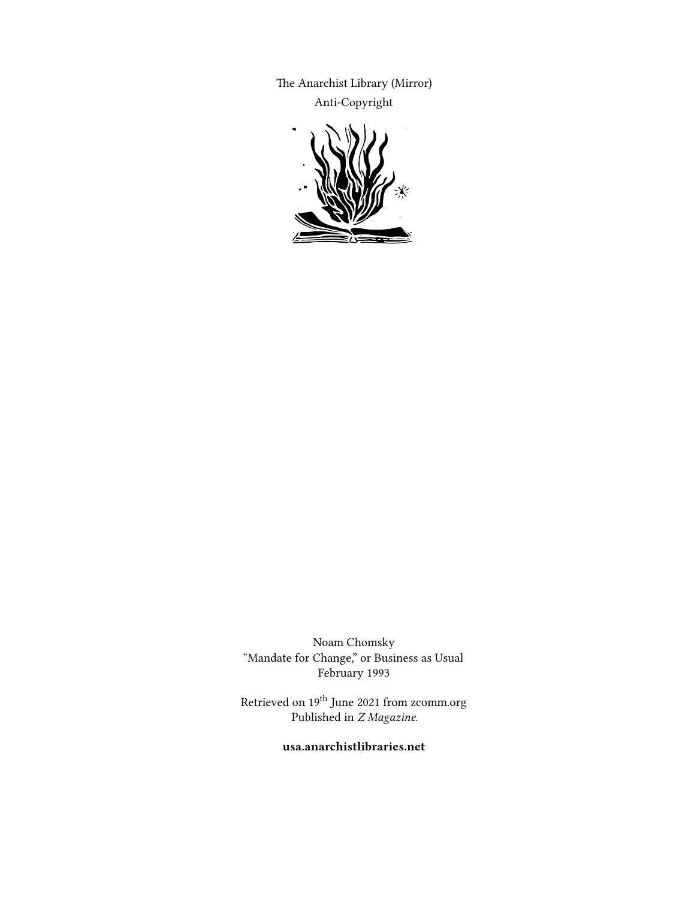The Anarchist Library (Mirror)
Anti-Copyright

Noam Chomsky
"Mandate for Change," or Business as Usual
February 1993

Retrieved on 19th June 2021 from zcomm.org
Published in *Z Magazine*.

**usa.anarchistlibraries.net**